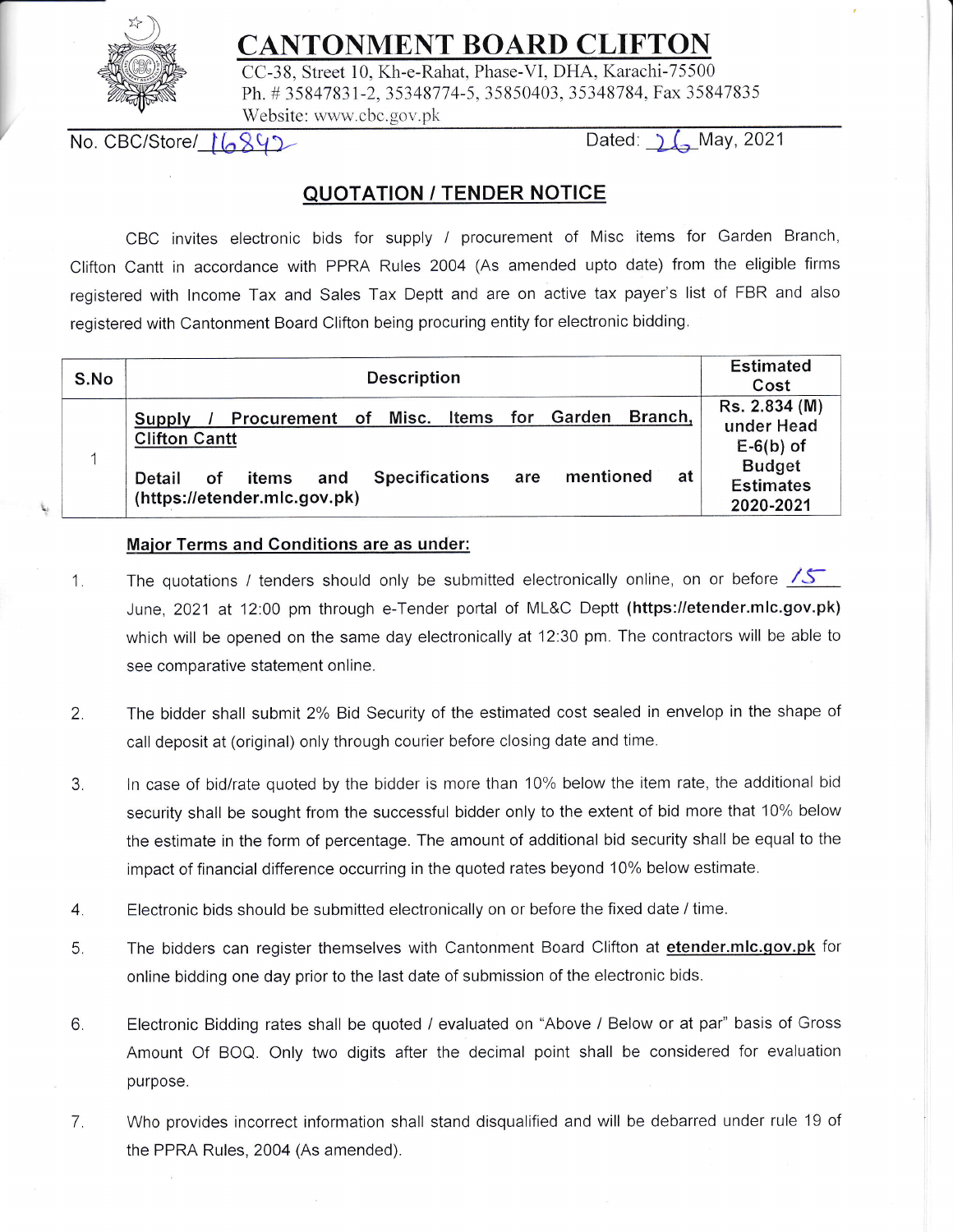# CANTONMENT BOARD CLIFTON

CC-38, Street 10, Kh-e-Rahat, Phase-VI, DHA, Karachi-75500
Ph. # 35847831-2, 35348774-5, 35850403, 35348784, Fax 35847835
Website: www.cbc.gov.pk

No. CBC/Store/ 16842 Dated: 26 May, 2021

## QUOTATION / TENDER NOTICE

CBC invites electronic bids for supply / procurement of Misc items for Garden Branch, Clifton Cantt in accordance with PPRA Rules 2004 (As amended upto date) from the eligible firms registered with Income Tax and Sales Tax Deptt and are on active tax payer's list of FBR and also registered with Cantonment Board Clifton being procuring entity for electronic bidding.

| S.No | Description | Estimated Cost |
|---|---|---|
| 1 | **Supply / Procurement of Misc. Items for Garden Branch, Clifton Cantt**<br><br>**Detail of items and Specifications are mentioned at (https://etender.mlc.gov.pk)** | **Rs. 2.834 (M) under Head E-6(b) of Budget Estimates 2020-2021** |

**Major Terms and Conditions are as under:**

1. The quotations / tenders should only be submitted electronically online, on or before 15 June, 2021 at 12:00 pm through e-Tender portal of ML&C Deptt **(https://etender.mlc.gov.pk)** which will be opened on the same day electronically at 12:30 pm. The contractors will be able to see comparative statement online.

2. The bidder shall submit 2% Bid Security of the estimated cost sealed in envelop in the shape of call deposit at (original) only through courier before closing date and time.

3. In case of bid/rate quoted by the bidder is more than 10% below the item rate, the additional bid security shall be sought from the successful bidder only to the extent of bid more that 10% below the estimate in the form of percentage. The amount of additional bid security shall be equal to the impact of financial difference occurring in the quoted rates beyond 10% below estimate.

4. Electronic bids should be submitted electronically on or before the fixed date / time.

5. The bidders can register themselves with Cantonment Board Clifton at **etender.mlc.gov.pk** for online bidding one day prior to the last date of submission of the electronic bids.

6. Electronic Bidding rates shall be quoted / evaluated on "Above / Below or at par" basis of Gross Amount Of BOQ. Only two digits after the decimal point shall be considered for evaluation purpose.

7. Who provides incorrect information shall stand disqualified and will be debarred under rule 19 of the PPRA Rules, 2004 (As amended).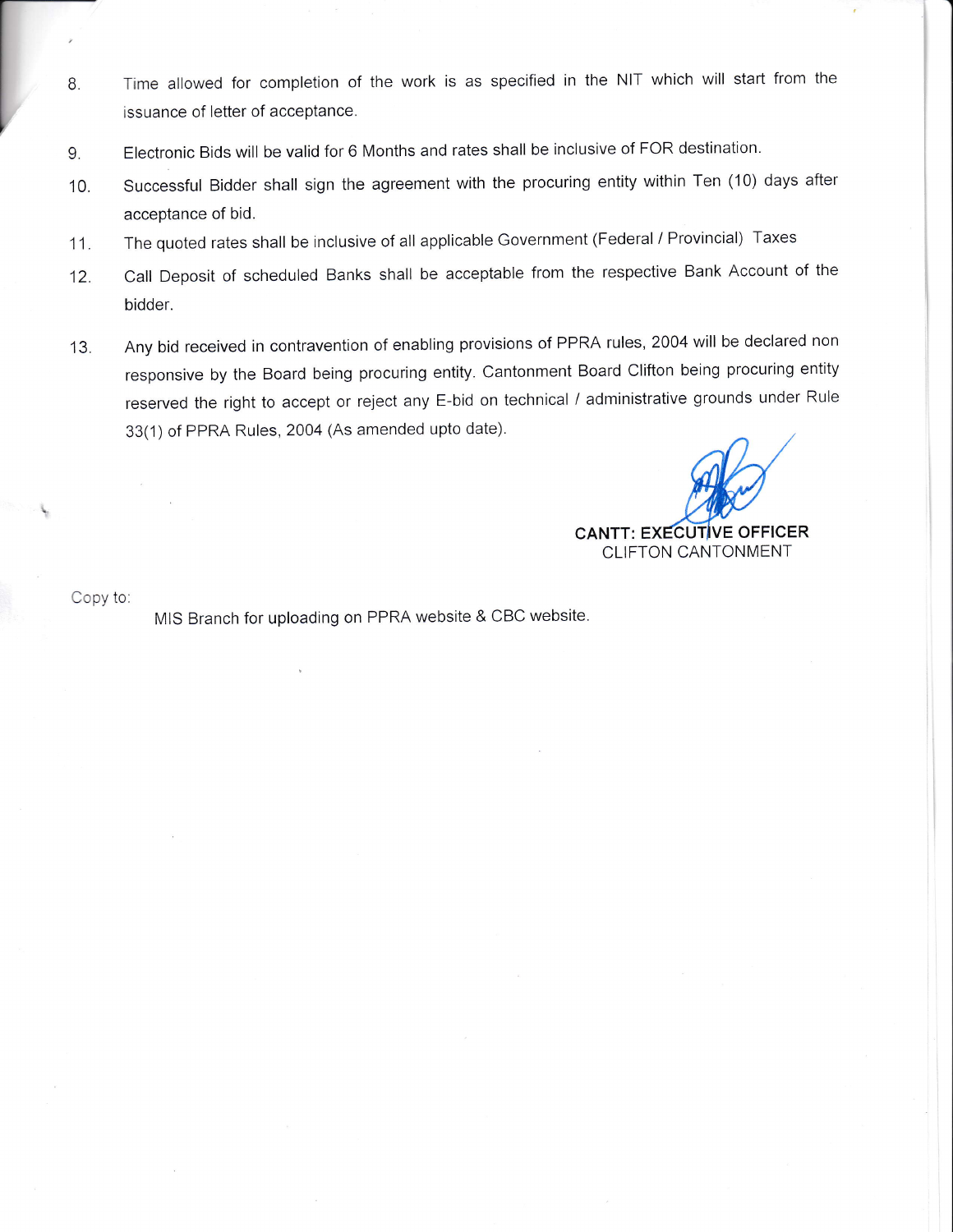8. Time allowed for completion of the work is as specified in the NIT which will start from the issuance of letter of acceptance.
9. Electronic Bids will be valid for 6 Months and rates shall be inclusive of FOR destination.
10. Successful Bidder shall sign the agreement with the procuring entity within Ten (10) days after acceptance of bid.
11. The quoted rates shall be inclusive of all applicable Government (Federal / Provincial) Taxes
12. Call Deposit of scheduled Banks shall be acceptable from the respective Bank Account of the bidder.
13. Any bid received in contravention of enabling provisions of PPRA rules, 2004 will be declared non responsive by the Board being procuring entity. Cantonment Board Clifton being procuring entity reserved the right to accept or reject any E-bid on technical / administrative grounds under Rule 33(1) of PPRA Rules, 2004 (As amended upto date).

**CANTT: EXECUTIVE OFFICER**
CLIFTON CANTONMENT

Copy to:

MIS Branch for uploading on PPRA website & CBC website.